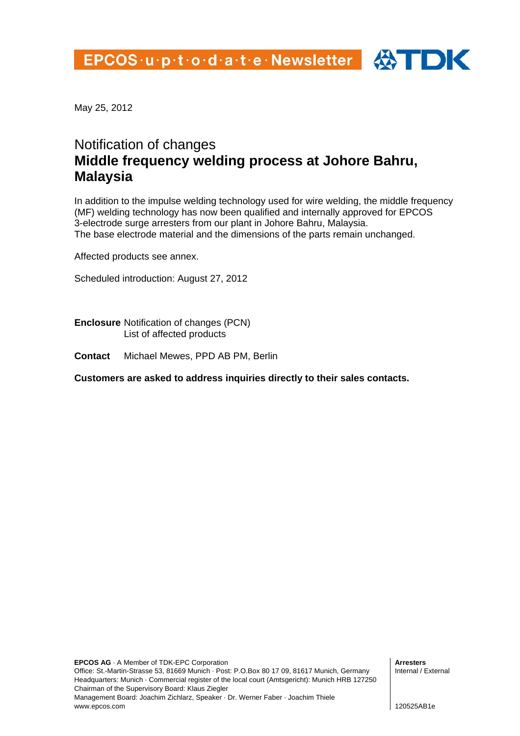EPCOS·u·p·t·o·d·a·t·e·Newsletter TDK

May 25, 2012

# Notification of changes
## Middle frequency welding process at Johore Bahru, Malaysia

In addition to the impulse welding technology used for wire welding, the middle frequency (MF) welding technology has now been qualified and internally approved for EPCOS 3-electrode surge arresters from our plant in Johore Bahru, Malaysia.
The base electrode material and the dimensions of the parts remain unchanged.

Affected products see annex.

Scheduled introduction: August 27, 2012

**Enclosure** Notification of changes (PCN)
List of affected products

**Contact** Michael Mewes, PPD AB PM, Berlin

**Customers are asked to address inquiries directly to their sales contacts.**

**EPCOS AG** · A Member of TDK-EPC Corporation
Office: St.-Martin-Strasse 53, 81669 Munich · Post: P.O.Box 80 17 09, 81617 Munich, Germany
Headquarters: Munich · Commercial register of the local court (Amtsgericht): Munich HRB 127250
Chairman of the Supervisory Board: Klaus Ziegler
Management Board: Joachim Zichlarz, Speaker · Dr. Werner Faber · Joachim Thiele
www.epcos.com

**Arresters**
Internal / External

120525AB1e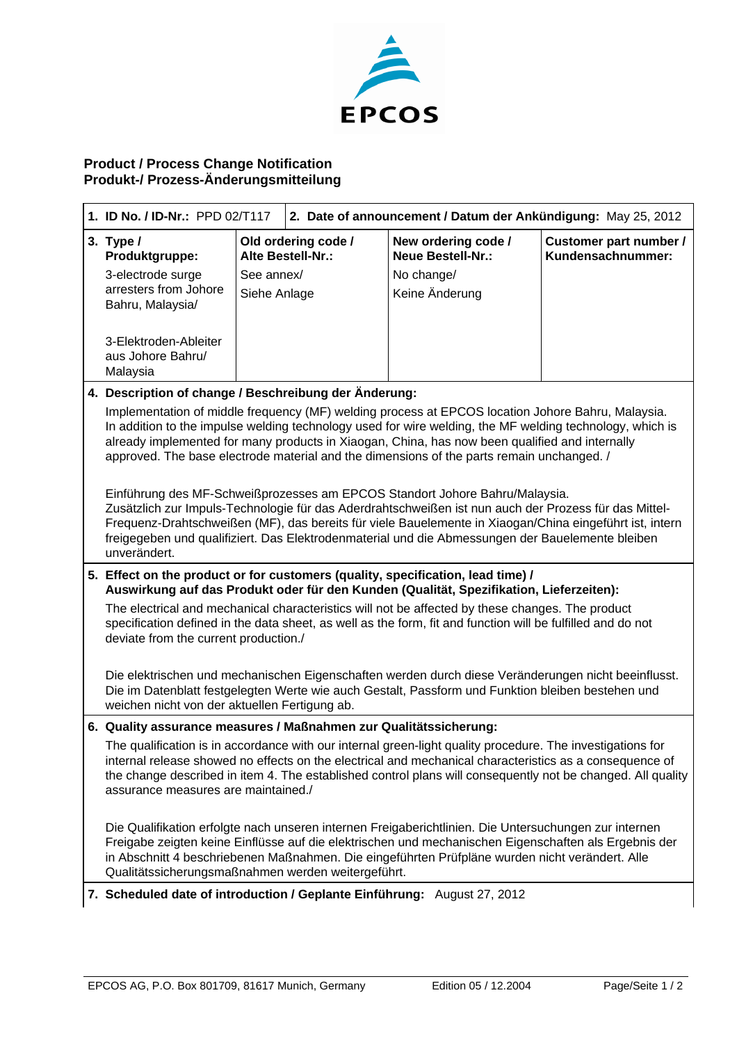EPCOS

## Product / Process Change Notification
## Produkt-/ Prozess-Änderungsmitteilung

| **1. ID No. / ID-Nr.:** PPD 02/T117 | **2. Date of announcement / Datum der Ankündigung:** May 25, 2012 | | |
|---|---|---|---|
| **3. Type / Produktgruppe:** 3-electrode surge arresters from Johore Bahru, Malaysia/ 3-Elektroden-Ableiter aus Johore Bahru/ Malaysia | **Old ordering code / Alte Bestell-Nr.:** See annex/ Siehe Anlage | **New ordering code / Neue Bestell-Nr.:** No change/ Keine Änderung | **Customer part number / Kundensachnummer:** |

**4. Description of change / Beschreibung der Änderung:**

Implementation of middle frequency (MF) welding process at EPCOS location Johore Bahru, Malaysia. In addition to the impulse welding technology used for wire welding, the MF welding technology, which is already implemented for many products in Xiaogan, China, has now been qualified and internally approved. The base electrode material and the dimensions of the parts remain unchanged. /

Einführung des MF-Schweißprozesses am EPCOS Standort Johore Bahru/Malaysia. Zusätzlich zur Impuls-Technologie für das Aderdrahtschweißen ist nun auch der Prozess für das Mittel-Frequenz-Drahtschweißen (MF), das bereits für viele Bauelemente in Xiaogan/China eingeführt ist, intern freigegeben und qualifiziert. Das Elektrodenmaterial und die Abmessungen der Bauelemente bleiben unverändert.

**5. Effect on the product or for customers (quality, specification, lead time) / Auswirkung auf das Produkt oder für den Kunden (Qualität, Spezifikation, Lieferzeiten):**

The electrical and mechanical characteristics will not be affected by these changes. The product specification defined in the data sheet, as well as the form, fit and function will be fulfilled and do not deviate from the current production./

Die elektrischen und mechanischen Eigenschaften werden durch diese Veränderungen nicht beeinflusst. Die im Datenblatt festgelegten Werte wie auch Gestalt, Passform und Funktion bleiben bestehen und weichen nicht von der aktuellen Fertigung ab.

**6. Quality assurance measures / Maßnahmen zur Qualitätssicherung:**

The qualification is in accordance with our internal green-light quality procedure. The investigations for internal release showed no effects on the electrical and mechanical characteristics as a consequence of the change described in item 4. The established control plans will consequently not be changed. All quality assurance measures are maintained./

Die Qualifikation erfolgte nach unseren internen Freigaberichtlinien. Die Untersuchungen zur internen Freigabe zeigten keine Einflüsse auf die elektrischen und mechanischen Eigenschaften als Ergebnis der in Abschnitt 4 beschriebenen Maßnahmen. Die eingeführten Prüfpläne wurden nicht verändert. Alle Qualitätssicherungsmaßnahmen werden weitergeführt.

**7. Scheduled date of introduction / Geplante Einführung:** August 27, 2012

EPCOS AG, P.O. Box 801709, 81617 Munich, Germany — Edition 05 / 12.2004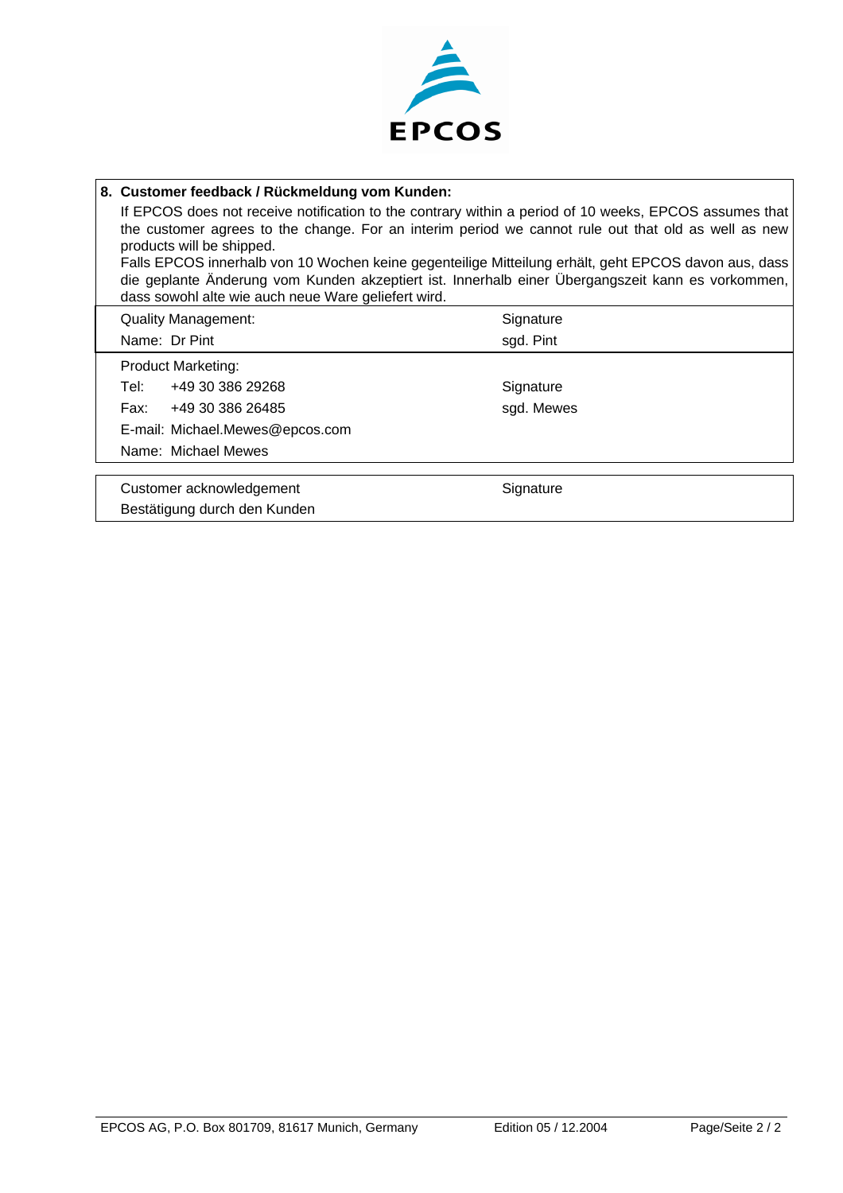**EPCOS**

**8. Customer feedback / Rückmeldung vom Kunden:**

If EPCOS does not receive notification to the contrary within a period of 10 weeks, EPCOS assumes that the customer agrees to the change. For an interim period we cannot rule out that old as well as new products will be shipped.

Falls EPCOS innerhalb von 10 Wochen keine gegenteilige Mitteilung erhält, geht EPCOS davon aus, dass die geplante Änderung vom Kunden akzeptiert ist. Innerhalb einer Übergangszeit kann es vorkommen, dass sowohl alte wie auch neue Ware geliefert wird.

| | |
|---|---|
| Quality Management: | Signature |
| Name: Dr Pint | sgd. Pint |

| | |
|---|---|
| Product Marketing: | |
| Tel: +49 30 386 29268 | Signature |
| Fax: +49 30 386 26485 | sgd. Mewes |
| E-mail: Michael.Mewes@epcos.com | |
| Name: Michael Mewes | |

| | |
|---|---|
| Customer acknowledgement | Signature |
| Bestätigung durch den Kunden | |

EPCOS AG, P.O. Box 801709, 81617 Munich, Germany    Edition 05 / 12.2004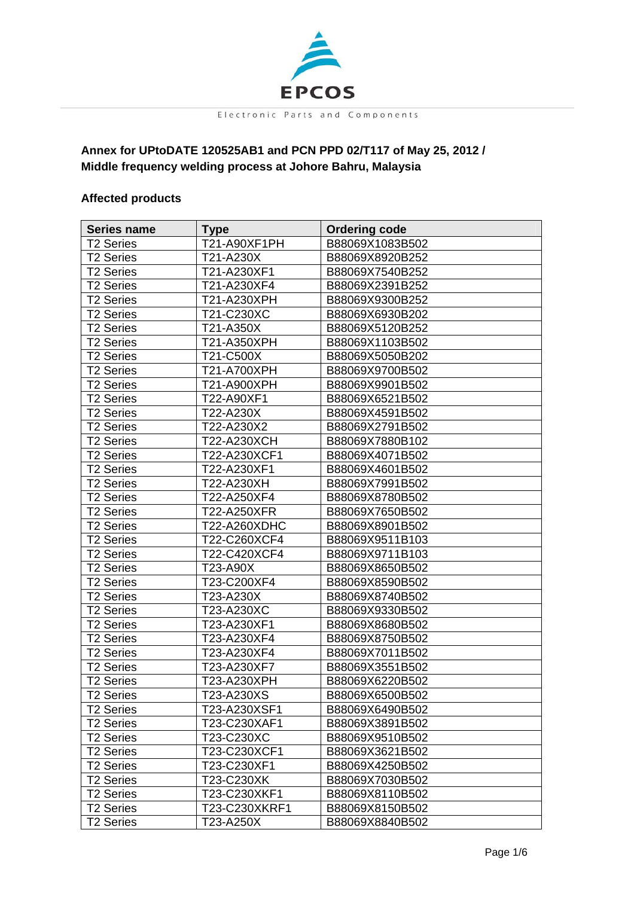EPCOS

Electronic Parts and Components

**Annex for UPtoDATE 120525AB1 and PCN PPD 02/T117 of May 25, 2012 / Middle frequency welding process at Johore Bahru, Malaysia**

**Affected products**

| Series name | Type | Ordering code |
|---|---|---|
| T2 Series | T21-A90XF1PH | B88069X1083B502 |
| T2 Series | T21-A230X | B88069X8920B252 |
| T2 Series | T21-A230XF1 | B88069X7540B252 |
| T2 Series | T21-A230XF4 | B88069X2391B252 |
| T2 Series | T21-A230XPH | B88069X9300B252 |
| T2 Series | T21-C230XC | B88069X6930B202 |
| T2 Series | T21-A350X | B88069X5120B252 |
| T2 Series | T21-A350XPH | B88069X1103B502 |
| T2 Series | T21-C500X | B88069X5050B202 |
| T2 Series | T21-A700XPH | B88069X9700B502 |
| T2 Series | T21-A900XPH | B88069X9901B502 |
| T2 Series | T22-A90XF1 | B88069X6521B502 |
| T2 Series | T22-A230X | B88069X4591B502 |
| T2 Series | T22-A230X2 | B88069X2791B502 |
| T2 Series | T22-A230XCH | B88069X7880B102 |
| T2 Series | T22-A230XCF1 | B88069X4071B502 |
| T2 Series | T22-A230XF1 | B88069X4601B502 |
| T2 Series | T22-A230XH | B88069X7991B502 |
| T2 Series | T22-A250XF4 | B88069X8780B502 |
| T2 Series | T22-A250XFR | B88069X7650B502 |
| T2 Series | T22-A260XDHC | B88069X8901B502 |
| T2 Series | T22-C260XCF4 | B88069X9511B103 |
| T2 Series | T22-C420XCF4 | B88069X9711B103 |
| T2 Series | T23-A90X | B88069X8650B502 |
| T2 Series | T23-C200XF4 | B88069X8590B502 |
| T2 Series | T23-A230X | B88069X8740B502 |
| T2 Series | T23-A230XC | B88069X9330B502 |
| T2 Series | T23-A230XF1 | B88069X8680B502 |
| T2 Series | T23-A230XF4 | B88069X8750B502 |
| T2 Series | T23-A230XF4 | B88069X7011B502 |
| T2 Series | T23-A230XF7 | B88069X3551B502 |
| T2 Series | T23-A230XPH | B88069X6220B502 |
| T2 Series | T23-A230XS | B88069X6500B502 |
| T2 Series | T23-A230XSF1 | B88069X6490B502 |
| T2 Series | T23-C230XAF1 | B88069X3891B502 |
| T2 Series | T23-C230XC | B88069X9510B502 |
| T2 Series | T23-C230XCF1 | B88069X3621B502 |
| T2 Series | T23-C230XF1 | B88069X4250B502 |
| T2 Series | T23-C230XK | B88069X7030B502 |
| T2 Series | T23-C230XKF1 | B88069X8110B502 |
| T2 Series | T23-C230XKRF1 | B88069X8150B502 |
| T2 Series | T23-A250X | B88069X8840B502 |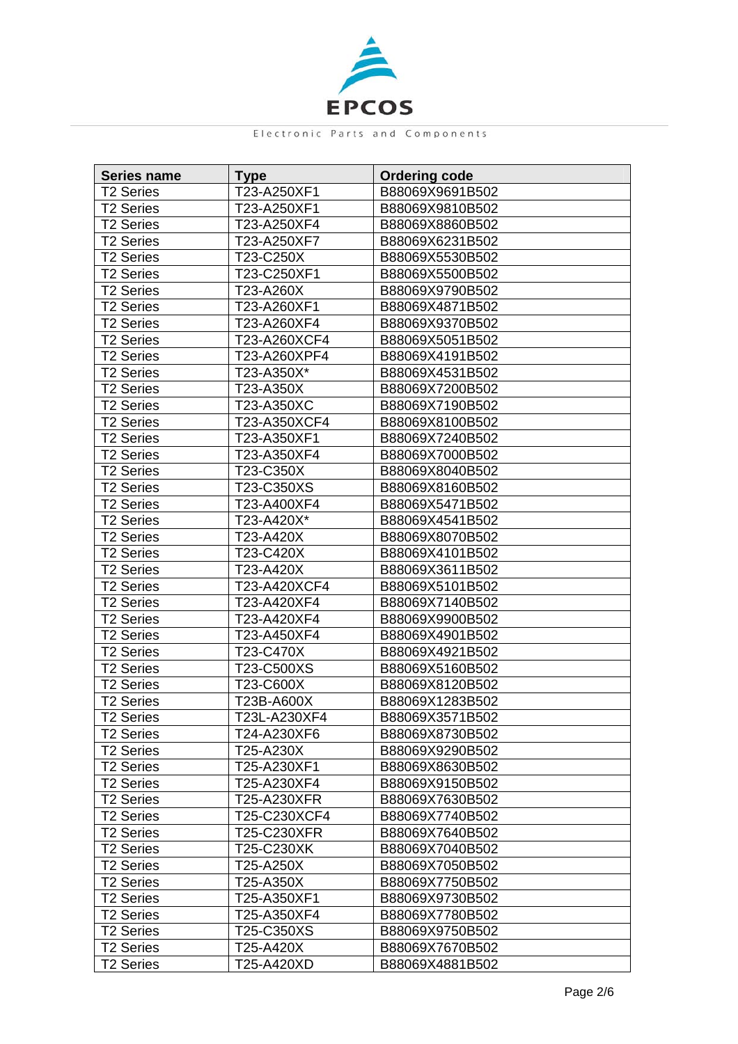| Series name | Type | Ordering code |
|---|---|---|
| T2 Series | T23-A250XF1 | B88069X9691B502 |
| T2 Series | T23-A250XF1 | B88069X9810B502 |
| T2 Series | T23-A250XF4 | B88069X8860B502 |
| T2 Series | T23-A250XF7 | B88069X6231B502 |
| T2 Series | T23-C250X | B88069X5530B502 |
| T2 Series | T23-C250XF1 | B88069X5500B502 |
| T2 Series | T23-A260X | B88069X9790B502 |
| T2 Series | T23-A260XF1 | B88069X4871B502 |
| T2 Series | T23-A260XF4 | B88069X9370B502 |
| T2 Series | T23-A260XCF4 | B88069X5051B502 |
| T2 Series | T23-A260XPF4 | B88069X4191B502 |
| T2 Series | T23-A350X* | B88069X4531B502 |
| T2 Series | T23-A350X | B88069X7200B502 |
| T2 Series | T23-A350XC | B88069X7190B502 |
| T2 Series | T23-A350XCF4 | B88069X8100B502 |
| T2 Series | T23-A350XF1 | B88069X7240B502 |
| T2 Series | T23-A350XF4 | B88069X7000B502 |
| T2 Series | T23-C350X | B88069X8040B502 |
| T2 Series | T23-C350XS | B88069X8160B502 |
| T2 Series | T23-A400XF4 | B88069X5471B502 |
| T2 Series | T23-A420X* | B88069X4541B502 |
| T2 Series | T23-A420X | B88069X8070B502 |
| T2 Series | T23-C420X | B88069X4101B502 |
| T2 Series | T23-A420X | B88069X3611B502 |
| T2 Series | T23-A420XCF4 | B88069X5101B502 |
| T2 Series | T23-A420XF4 | B88069X7140B502 |
| T2 Series | T23-A420XF4 | B88069X9900B502 |
| T2 Series | T23-A450XF4 | B88069X4901B502 |
| T2 Series | T23-C470X | B88069X4921B502 |
| T2 Series | T23-C500XS | B88069X5160B502 |
| T2 Series | T23-C600X | B88069X8120B502 |
| T2 Series | T23B-A600X | B88069X1283B502 |
| T2 Series | T23L-A230XF4 | B88069X3571B502 |
| T2 Series | T24-A230XF6 | B88069X8730B502 |
| T2 Series | T25-A230X | B88069X9290B502 |
| T2 Series | T25-A230XF1 | B88069X8630B502 |
| T2 Series | T25-A230XF4 | B88069X9150B502 |
| T2 Series | T25-A230XFR | B88069X7630B502 |
| T2 Series | T25-C230XCF4 | B88069X7740B502 |
| T2 Series | T25-C230XFR | B88069X7640B502 |
| T2 Series | T25-C230XK | B88069X7040B502 |
| T2 Series | T25-A250X | B88069X7050B502 |
| T2 Series | T25-A350X | B88069X7750B502 |
| T2 Series | T25-A350XF1 | B88069X9730B502 |
| T2 Series | T25-A350XF4 | B88069X7780B502 |
| T2 Series | T25-C350XS | B88069X9750B502 |
| T2 Series | T25-A420X | B88069X7670B502 |
| T2 Series | T25-A420XD | B88069X4881B502 |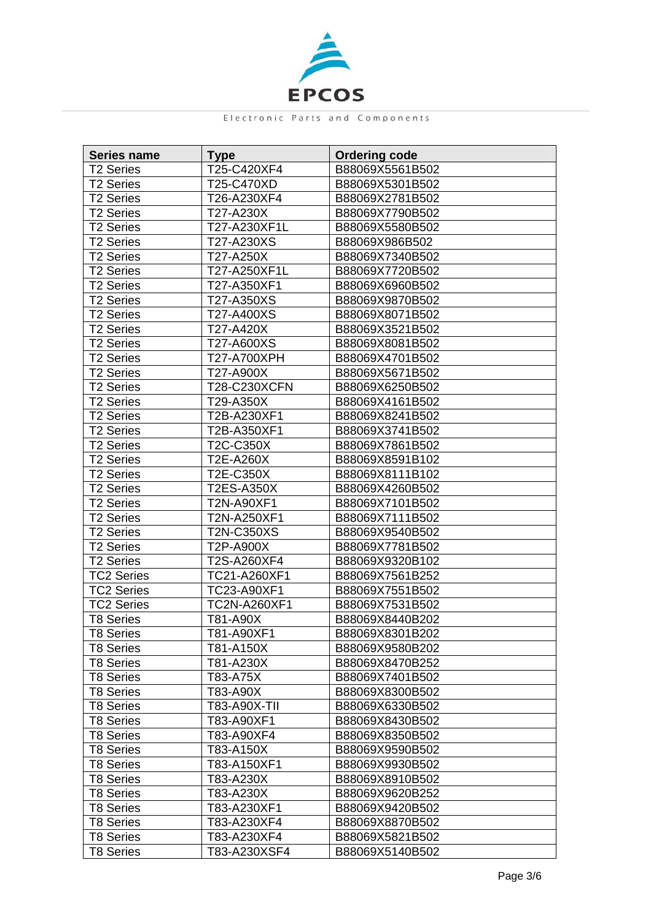| Series name | Type | Ordering code |
|---|---|---|
| T2 Series | T25-C420XF4 | B88069X5561B502 |
| T2 Series | T25-C470XD | B88069X5301B502 |
| T2 Series | T26-A230XF4 | B88069X2781B502 |
| T2 Series | T27-A230X | B88069X7790B502 |
| T2 Series | T27-A230XF1L | B88069X5580B502 |
| T2 Series | T27-A230XS | B88069X986B502 |
| T2 Series | T27-A250X | B88069X7340B502 |
| T2 Series | T27-A250XF1L | B88069X7720B502 |
| T2 Series | T27-A350XF1 | B88069X6960B502 |
| T2 Series | T27-A350XS | B88069X9870B502 |
| T2 Series | T27-A400XS | B88069X8071B502 |
| T2 Series | T27-A420X | B88069X3521B502 |
| T2 Series | T27-A600XS | B88069X8081B502 |
| T2 Series | T27-A700XPH | B88069X4701B502 |
| T2 Series | T27-A900X | B88069X5671B502 |
| T2 Series | T28-C230XCFN | B88069X6250B502 |
| T2 Series | T29-A350X | B88069X4161B502 |
| T2 Series | T2B-A230XF1 | B88069X8241B502 |
| T2 Series | T2B-A350XF1 | B88069X3741B502 |
| T2 Series | T2C-C350X | B88069X7861B502 |
| T2 Series | T2E-A260X | B88069X8591B102 |
| T2 Series | T2E-C350X | B88069X8111B102 |
| T2 Series | T2ES-A350X | B88069X4260B502 |
| T2 Series | T2N-A90XF1 | B88069X7101B502 |
| T2 Series | T2N-A250XF1 | B88069X7111B502 |
| T2 Series | T2N-C350XS | B88069X9540B502 |
| T2 Series | T2P-A900X | B88069X7781B502 |
| T2 Series | T2S-A260XF4 | B88069X9320B102 |
| TC2 Series | TC21-A260XF1 | B88069X7561B252 |
| TC2 Series | TC23-A90XF1 | B88069X7551B502 |
| TC2 Series | TC2N-A260XF1 | B88069X7531B502 |
| T8 Series | T81-A90X | B88069X8440B202 |
| T8 Series | T81-A90XF1 | B88069X8301B202 |
| T8 Series | T81-A150X | B88069X9580B202 |
| T8 Series | T81-A230X | B88069X8470B252 |
| T8 Series | T83-A75X | B88069X7401B502 |
| T8 Series | T83-A90X | B88069X8300B502 |
| T8 Series | T83-A90X-TII | B88069X6330B502 |
| T8 Series | T83-A90XF1 | B88069X8430B502 |
| T8 Series | T83-A90XF4 | B88069X8350B502 |
| T8 Series | T83-A150X | B88069X9590B502 |
| T8 Series | T83-A150XF1 | B88069X9930B502 |
| T8 Series | T83-A230X | B88069X8910B502 |
| T8 Series | T83-A230X | B88069X9620B252 |
| T8 Series | T83-A230XF1 | B88069X9420B502 |
| T8 Series | T83-A230XF4 | B88069X8870B502 |
| T8 Series | T83-A230XF4 | B88069X5821B502 |
| T8 Series | T83-A230XSF4 | B88069X5140B502 |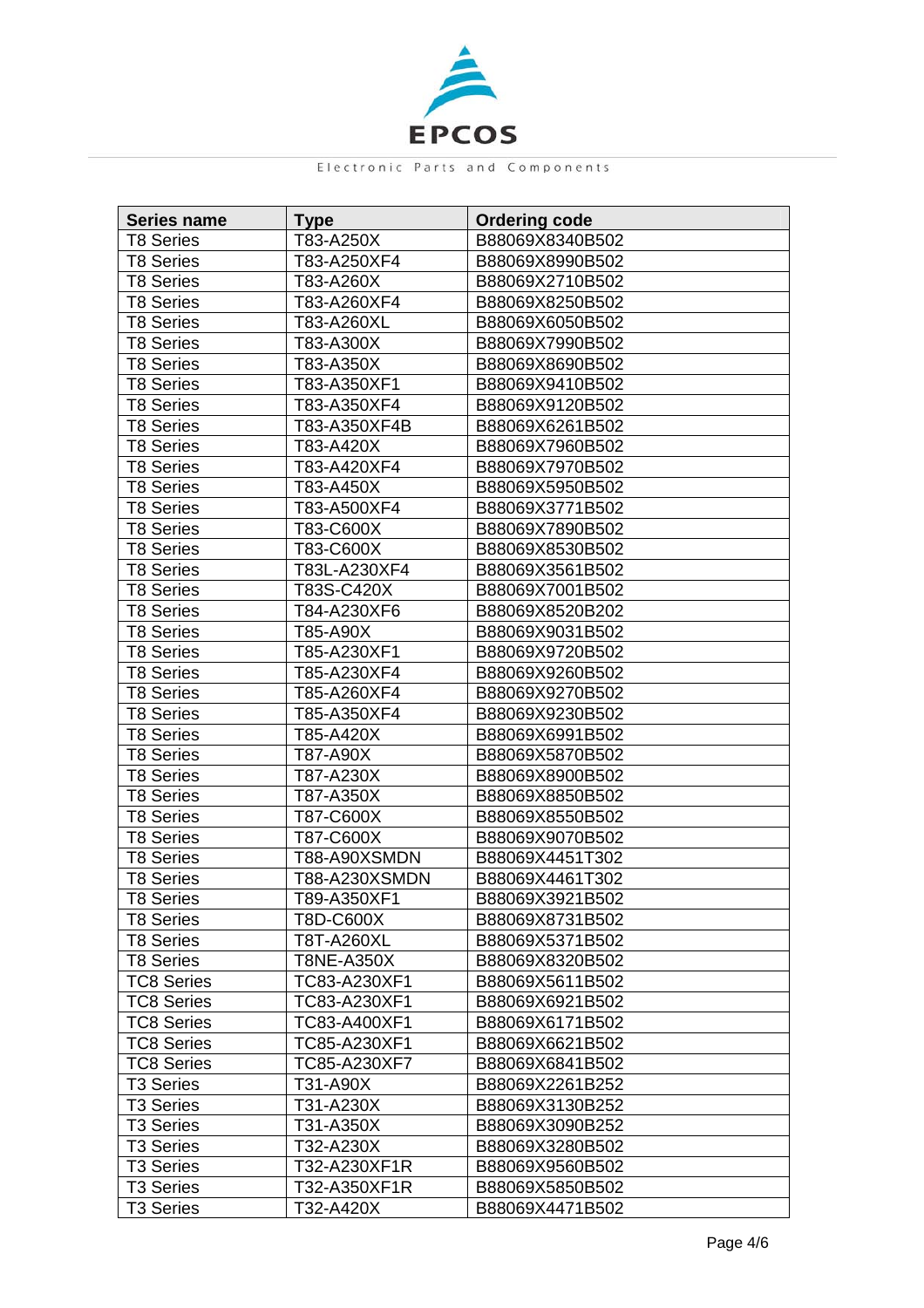| Series name | Type | Ordering code |
|---|---|---|
| T8 Series | T83-A250X | B88069X8340B502 |
| T8 Series | T83-A250XF4 | B88069X8990B502 |
| T8 Series | T83-A260X | B88069X2710B502 |
| T8 Series | T83-A260XF4 | B88069X8250B502 |
| T8 Series | T83-A260XL | B88069X6050B502 |
| T8 Series | T83-A300X | B88069X7990B502 |
| T8 Series | T83-A350X | B88069X8690B502 |
| T8 Series | T83-A350XF1 | B88069X9410B502 |
| T8 Series | T83-A350XF4 | B88069X9120B502 |
| T8 Series | T83-A350XF4B | B88069X6261B502 |
| T8 Series | T83-A420X | B88069X7960B502 |
| T8 Series | T83-A420XF4 | B88069X7970B502 |
| T8 Series | T83-A450X | B88069X5950B502 |
| T8 Series | T83-A500XF4 | B88069X3771B502 |
| T8 Series | T83-C600X | B88069X7890B502 |
| T8 Series | T83-C600X | B88069X8530B502 |
| T8 Series | T83L-A230XF4 | B88069X3561B502 |
| T8 Series | T83S-C420X | B88069X7001B502 |
| T8 Series | T84-A230XF6 | B88069X8520B202 |
| T8 Series | T85-A90X | B88069X9031B502 |
| T8 Series | T85-A230XF1 | B88069X9720B502 |
| T8 Series | T85-A230XF4 | B88069X9260B502 |
| T8 Series | T85-A260XF4 | B88069X9270B502 |
| T8 Series | T85-A350XF4 | B88069X9230B502 |
| T8 Series | T85-A420X | B88069X6991B502 |
| T8 Series | T87-A90X | B88069X5870B502 |
| T8 Series | T87-A230X | B88069X8900B502 |
| T8 Series | T87-A350X | B88069X8850B502 |
| T8 Series | T87-C600X | B88069X8550B502 |
| T8 Series | T87-C600X | B88069X9070B502 |
| T8 Series | T88-A90XSMDN | B88069X4451T302 |
| T8 Series | T88-A230XSMDN | B88069X4461T302 |
| T8 Series | T89-A350XF1 | B88069X3921B502 |
| T8 Series | T8D-C600X | B88069X8731B502 |
| T8 Series | T8T-A260XL | B88069X5371B502 |
| T8 Series | T8NE-A350X | B88069X8320B502 |
| TC8 Series | TC83-A230XF1 | B88069X5611B502 |
| TC8 Series | TC83-A230XF1 | B88069X6921B502 |
| TC8 Series | TC83-A400XF1 | B88069X6171B502 |
| TC8 Series | TC85-A230XF1 | B88069X6621B502 |
| TC8 Series | TC85-A230XF7 | B88069X6841B502 |
| T3 Series | T31-A90X | B88069X2261B252 |
| T3 Series | T31-A230X | B88069X3130B252 |
| T3 Series | T31-A350X | B88069X3090B252 |
| T3 Series | T32-A230X | B88069X3280B502 |
| T3 Series | T32-A230XF1R | B88069X9560B502 |
| T3 Series | T32-A350XF1R | B88069X5850B502 |
| T3 Series | T32-A420X | B88069X4471B502 |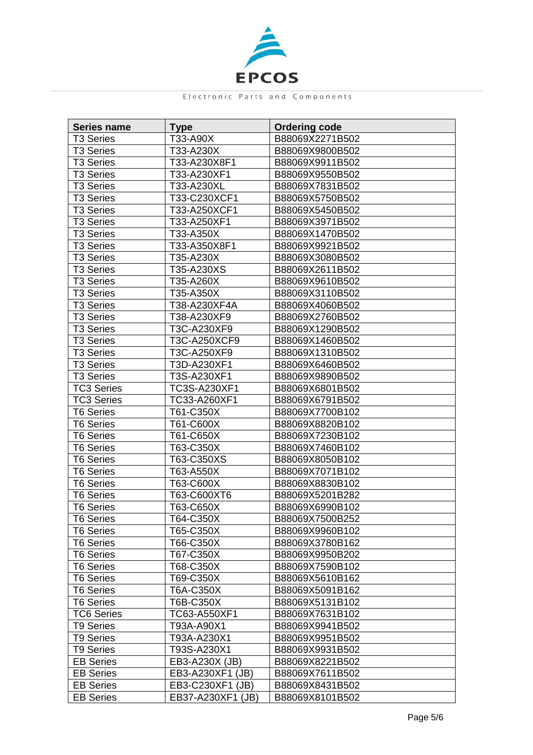| Series name | Type | Ordering code |
|---|---|---|
| T3 Series | T33-A90X | B88069X2271B502 |
| T3 Series | T33-A230X | B88069X9800B502 |
| T3 Series | T33-A230X8F1 | B88069X9911B502 |
| T3 Series | T33-A230XF1 | B88069X9550B502 |
| T3 Series | T33-A230XL | B88069X7831B502 |
| T3 Series | T33-C230XCF1 | B88069X5750B502 |
| T3 Series | T33-A250XCF1 | B88069X5450B502 |
| T3 Series | T33-A250XF1 | B88069X3971B502 |
| T3 Series | T33-A350X | B88069X1470B502 |
| T3 Series | T33-A350X8F1 | B88069X9921B502 |
| T3 Series | T35-A230X | B88069X3080B502 |
| T3 Series | T35-A230XS | B88069X2611B502 |
| T3 Series | T35-A260X | B88069X9610B502 |
| T3 Series | T35-A350X | B88069X3110B502 |
| T3 Series | T38-A230XF4A | B88069X4060B502 |
| T3 Series | T38-A230XF9 | B88069X2760B502 |
| T3 Series | T3C-A230XF9 | B88069X1290B502 |
| T3 Series | T3C-A250XCF9 | B88069X1460B502 |
| T3 Series | T3C-A250XF9 | B88069X1310B502 |
| T3 Series | T3D-A230XF1 | B88069X6460B502 |
| T3 Series | T3S-A230XF1 | B88069X9890B502 |
| TC3 Series | TC3S-A230XF1 | B88069X6801B502 |
| TC3 Series | TC33-A260XF1 | B88069X6791B502 |
| T6 Series | T61-C350X | B88069X7700B102 |
| T6 Series | T61-C600X | B88069X8820B102 |
| T6 Series | T61-C650X | B88069X7230B102 |
| T6 Series | T63-C350X | B88069X7460B102 |
| T6 Series | T63-C350XS | B88069X8050B102 |
| T6 Series | T63-A550X | B88069X7071B102 |
| T6 Series | T63-C600X | B88069X8830B102 |
| T6 Series | T63-C600XT6 | B88069X5201B282 |
| T6 Series | T63-C650X | B88069X6990B102 |
| T6 Series | T64-C350X | B88069X7500B252 |
| T6 Series | T65-C350X | B88069X9960B102 |
| T6 Series | T66-C350X | B88069X3780B162 |
| T6 Series | T67-C350X | B88069X9950B202 |
| T6 Series | T68-C350X | B88069X7590B102 |
| T6 Series | T69-C350X | B88069X5610B162 |
| T6 Series | T6A-C350X | B88069X5091B162 |
| T6 Series | T6B-C350X | B88069X5131B102 |
| TC6 Series | TC63-A550XF1 | B88069X7631B102 |
| T9 Series | T93A-A90X1 | B88069X9941B502 |
| T9 Series | T93A-A230X1 | B88069X9951B502 |
| T9 Series | T93S-A230X1 | B88069X9931B502 |
| EB Series | EB3-A230X (JB) | B88069X8221B502 |
| EB Series | EB3-A230XF1 (JB) | B88069X7611B502 |
| EB Series | EB3-C230XF1 (JB) | B88069X8431B502 |
| EB Series | EB37-A230XF1 (JB) | B88069X8101B502 |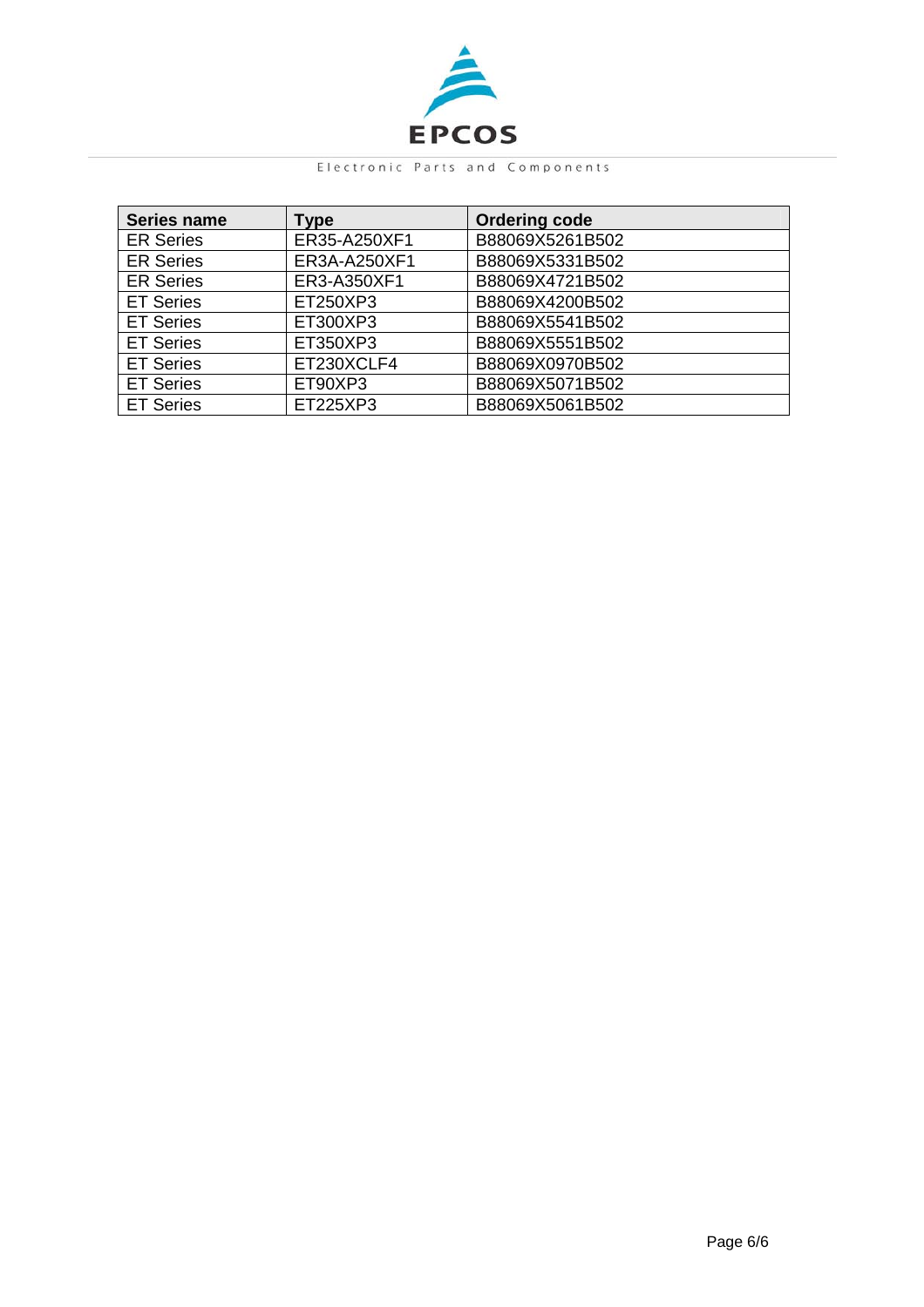| Series name | Type | Ordering code |
|---|---|---|
| ER Series | ER35-A250XF1 | B88069X5261B502 |
| ER Series | ER3A-A250XF1 | B88069X5331B502 |
| ER Series | ER3-A350XF1 | B88069X4721B502 |
| ET Series | ET250XP3 | B88069X4200B502 |
| ET Series | ET300XP3 | B88069X5541B502 |
| ET Series | ET350XP3 | B88069X5551B502 |
| ET Series | ET230XCLF4 | B88069X0970B502 |
| ET Series | ET90XP3 | B88069X5071B502 |
| ET Series | ET225XP3 | B88069X5061B502 |